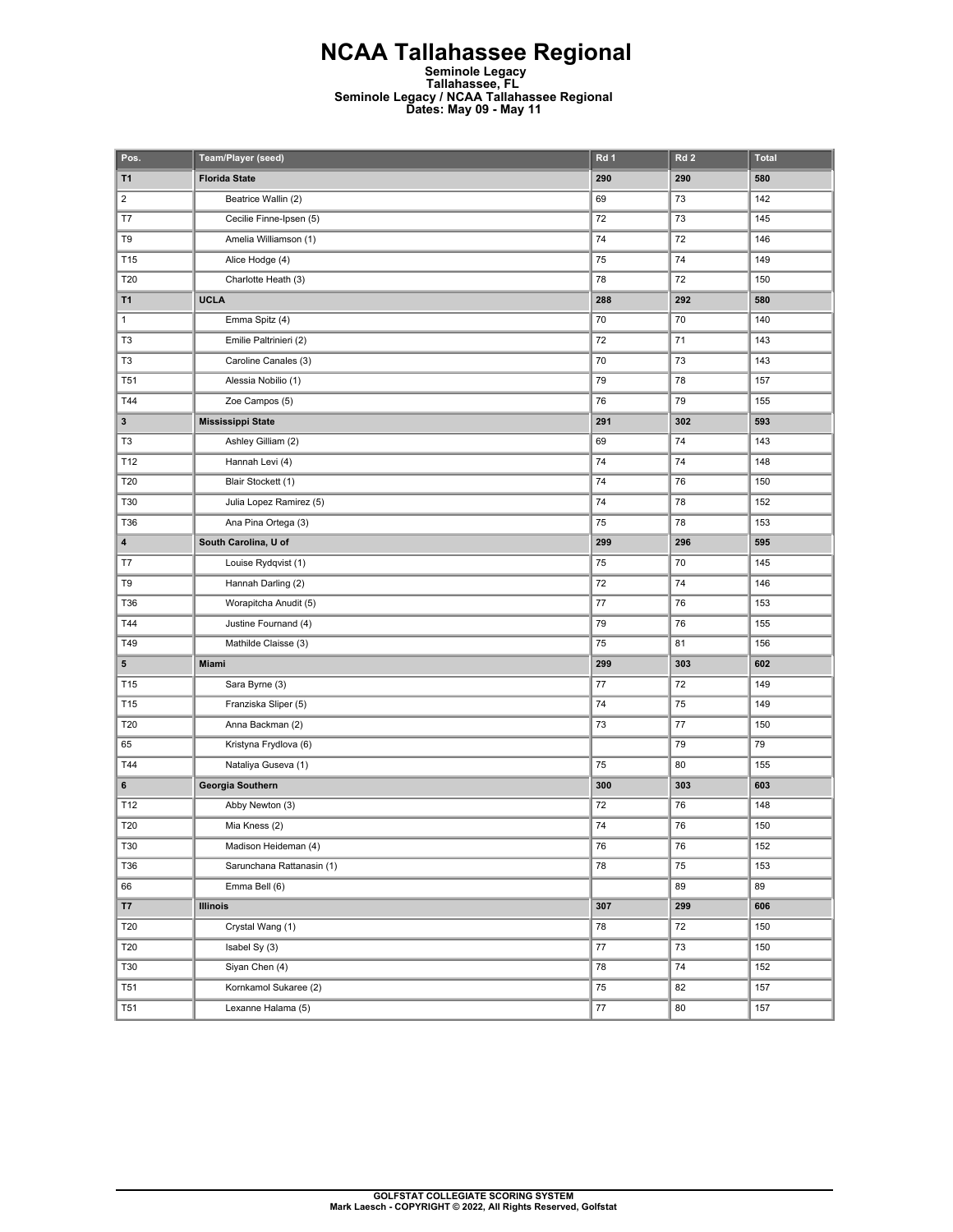# NCAA Tallahassee Regional

**Seminole Legacy**
**Tallahassee, FL**
**Seminole Legacy / NCAA Tallahassee Regional**
**Dates: May 09 - May 11**

| Pos. | Team/Player (seed) | Rd 1 | Rd 2 | Total |
|---|---|---|---|---|
| **T1** | **Florida State** | **290** | **290** | **580** |
| 2 | Beatrice Wallin (2) | 69 | 73 | 142 |
| T7 | Cecilie Finne-Ipsen (5) | 72 | 73 | 145 |
| T9 | Amelia Williamson (1) | 74 | 72 | 146 |
| T15 | Alice Hodge (4) | 75 | 74 | 149 |
| T20 | Charlotte Heath (3) | 78 | 72 | 150 |
| **T1** | **UCLA** | **288** | **292** | **580** |
| 1 | Emma Spitz (4) | 70 | 70 | 140 |
| T3 | Emilie Paltrinieri (2) | 72 | 71 | 143 |
| T3 | Caroline Canales (3) | 70 | 73 | 143 |
| T51 | Alessia Nobilio (1) | 79 | 78 | 157 |
| T44 | Zoe Campos (5) | 76 | 79 | 155 |
| **3** | **Mississippi State** | **291** | **302** | **593** |
| T3 | Ashley Gilliam (2) | 69 | 74 | 143 |
| T12 | Hannah Levi (4) | 74 | 74 | 148 |
| T20 | Blair Stockett (1) | 74 | 76 | 150 |
| T30 | Julia Lopez Ramirez (5) | 74 | 78 | 152 |
| T36 | Ana Pina Ortega (3) | 75 | 78 | 153 |
| **4** | **South Carolina, U of** | **299** | **296** | **595** |
| T7 | Louise Rydqvist (1) | 75 | 70 | 145 |
| T9 | Hannah Darling (2) | 72 | 74 | 146 |
| T36 | Worapitcha Anudit (5) | 77 | 76 | 153 |
| T44 | Justine Fournand (4) | 79 | 76 | 155 |
| T49 | Mathilde Claisse (3) | 75 | 81 | 156 |
| **5** | **Miami** | **299** | **303** | **602** |
| T15 | Sara Byrne (3) | 77 | 72 | 149 |
| T15 | Franziska Sliper (5) | 74 | 75 | 149 |
| T20 | Anna Backman (2) | 73 | 77 | 150 |
| 65 | Kristyna Frydlova (6) | | 79 | 79 |
| T44 | Nataliya Guseva (1) | 75 | 80 | 155 |
| **6** | **Georgia Southern** | **300** | **303** | **603** |
| T12 | Abby Newton (3) | 72 | 76 | 148 |
| T20 | Mia Kness (2) | 74 | 76 | 150 |
| T30 | Madison Heideman (4) | 76 | 76 | 152 |
| T36 | Sarunchana Rattanasin (1) | 78 | 75 | 153 |
| 66 | Emma Bell (6) | | 89 | 89 |
| **T7** | **Illinois** | **307** | **299** | **606** |
| T20 | Crystal Wang (1) | 78 | 72 | 150 |
| T20 | Isabel Sy (3) | 77 | 73 | 150 |
| T30 | Siyan Chen (4) | 78 | 74 | 152 |
| T51 | Kornkamol Sukaree (2) | 75 | 82 | 157 |
| T51 | Lexanne Halama (5) | 77 | 80 | 157 |

**GOLFSTAT COLLEGIATE SCORING SYSTEM**
**Mark Laesch - COPYRIGHT © 2022, All Rights Reserved, Golfstat**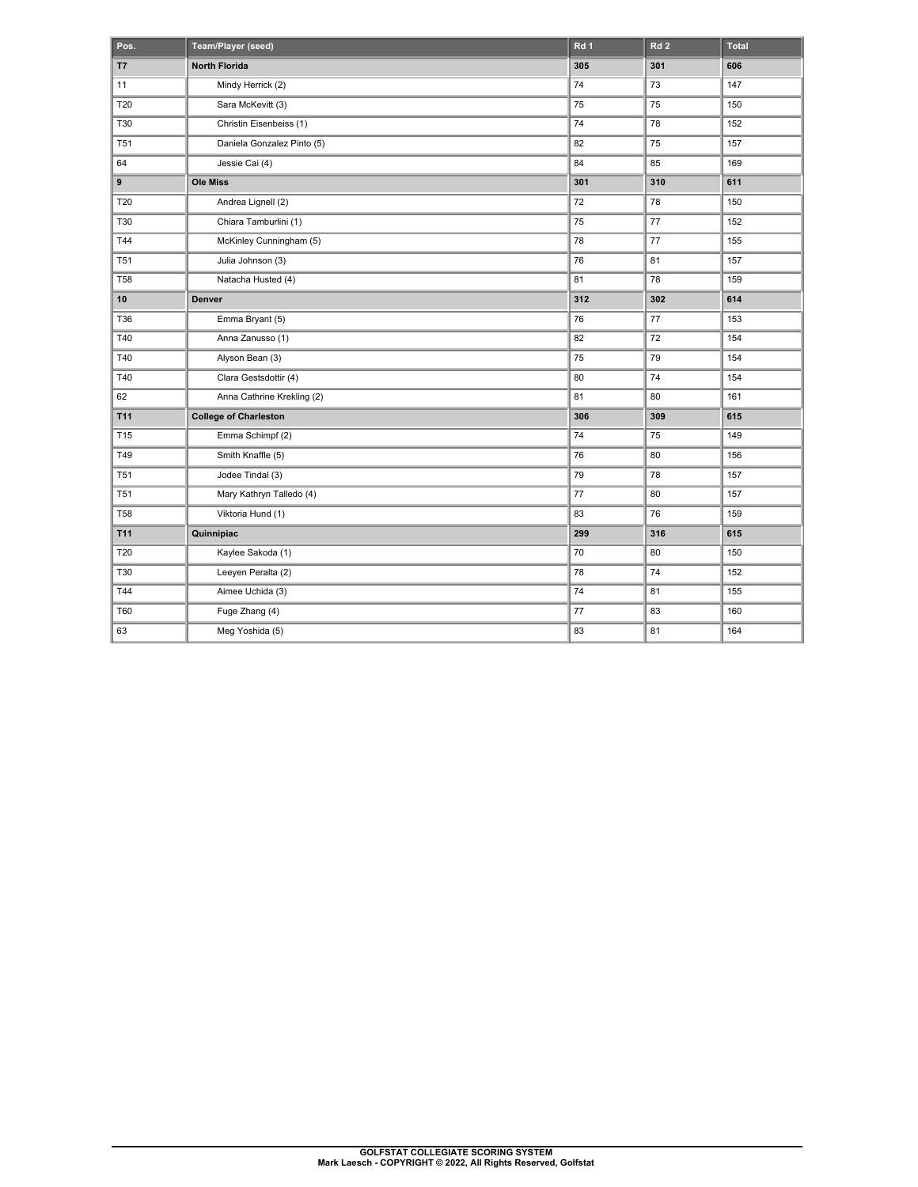| Pos. | Team/Player (seed) | Rd 1 | Rd 2 | Total |
|---|---|---|---|---|
| **T7** | **North Florida** | **305** | **301** | **606** |
| 11 | Mindy Herrick (2) | 74 | 73 | 147 |
| T20 | Sara McKevitt (3) | 75 | 75 | 150 |
| T30 | Christin Eisenbeiss (1) | 74 | 78 | 152 |
| T51 | Daniela Gonzalez Pinto (5) | 82 | 75 | 157 |
| 64 | Jessie Cai (4) | 84 | 85 | 169 |
| **9** | **Ole Miss** | **301** | **310** | **611** |
| T20 | Andrea Lignell (2) | 72 | 78 | 150 |
| T30 | Chiara Tamburlini (1) | 75 | 77 | 152 |
| T44 | McKinley Cunningham (5) | 78 | 77 | 155 |
| T51 | Julia Johnson (3) | 76 | 81 | 157 |
| T58 | Natacha Husted (4) | 81 | 78 | 159 |
| **10** | **Denver** | **312** | **302** | **614** |
| T36 | Emma Bryant (5) | 76 | 77 | 153 |
| T40 | Anna Zanusso (1) | 82 | 72 | 154 |
| T40 | Alyson Bean (3) | 75 | 79 | 154 |
| T40 | Clara Gestsdottir (4) | 80 | 74 | 154 |
| 62 | Anna Cathrine Krekling (2) | 81 | 80 | 161 |
| **T11** | **College of Charleston** | **306** | **309** | **615** |
| T15 | Emma Schimpf (2) | 74 | 75 | 149 |
| T49 | Smith Knaffle (5) | 76 | 80 | 156 |
| T51 | Jodee Tindal (3) | 79 | 78 | 157 |
| T51 | Mary Kathryn Talledo (4) | 77 | 80 | 157 |
| T58 | Viktoria Hund (1) | 83 | 76 | 159 |
| **T11** | **Quinnipiac** | **299** | **316** | **615** |
| T20 | Kaylee Sakoda (1) | 70 | 80 | 150 |
| T30 | Leeyen Peralta (2) | 78 | 74 | 152 |
| T44 | Aimee Uchida (3) | 74 | 81 | 155 |
| T60 | Fuge Zhang (4) | 77 | 83 | 160 |
| 63 | Meg Yoshida (5) | 83 | 81 | 164 |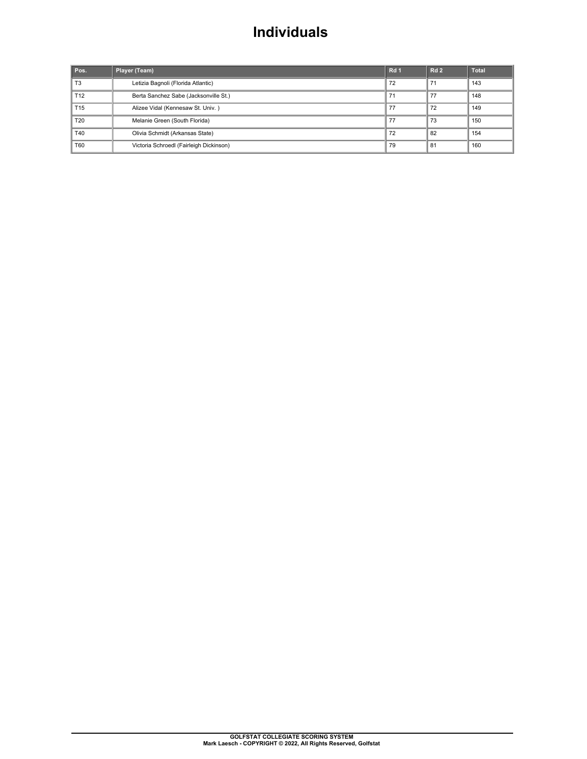# Individuals

| Pos. | Player (Team) | Rd 1 | Rd 2 | Total |
|---|---|---|---|---|
| T3 | Letizia Bagnoli (Florida Atlantic) | 72 | 71 | 143 |
| T12 | Berta Sanchez Sabe (Jacksonville St.) | 71 | 77 | 148 |
| T15 | Alizee Vidal (Kennesaw St. Univ. ) | 77 | 72 | 149 |
| T20 | Melanie Green (South Florida) | 77 | 73 | 150 |
| T40 | Olivia Schmidt (Arkansas State) | 72 | 82 | 154 |
| T60 | Victoria Schroedl (Fairleigh Dickinson) | 79 | 81 | 160 |

GOLFSTAT COLLEGIATE SCORING SYSTEM
Mark Laesch - COPYRIGHT © 2022, All Rights Reserved, Golfstat